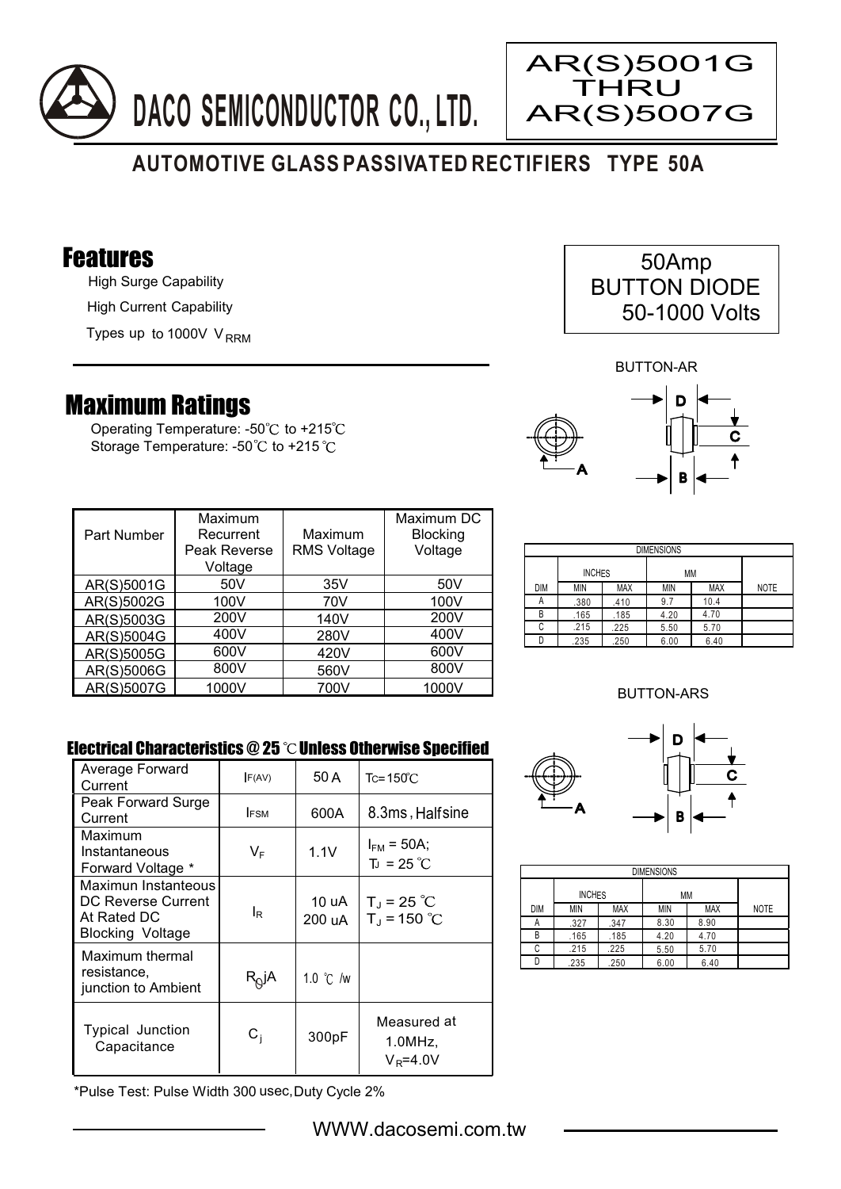# DACO SEMICONDUCTOR CO., LTD.

**AR(S)5001G THRU AR(S)5007G**

## AUTOMOTIVE GLASS PASSIVATED RECTIFIERS TYPE 50A

## Features

- High Surge Capability
- High Current Capability
- Types up to 1000V $V_{RRM}$

50Amp
BUTTON DIODE
50-1000 Volts

## Maximum Ratings

Operating Temperature: -50℃ to +215℃
Storage Temperature: -50℃ to +215 ℃

| Part Number | Maximum Recurrent Peak Reverse Voltage | Maximum RMS Voltage | Maximum DC Blocking Voltage |
|---|---|---|---|
| AR(S)5001G | 50V | 35V | 50V |
| AR(S)5002G | 100V | 70V | 100V |
| AR(S)5003G | 200V | 140V | 200V |
| AR(S)5004G | 400V | 280V | 400V |
| AR(S)5005G | 600V | 420V | 600V |
| AR(S)5006G | 800V | 560V | 800V |
| AR(S)5007G | 1000V | 700V | 1000V |

BUTTON-AR

| DIMENSIONS | | | | | |
|---|---|---|---|---|---|
| | INCHES | | MM | | |
| DIM | MIN | MAX | MIN | MAX | NOTE |
| A | .380 | .410 | 9.7 | 10.4 | |
| B | .165 | .185 | 4.20 | 4.70 | |
| C | .215 | .225 | 5.50 | 5.70 | |
| D | .235 | .250 | 6.00 | 6.40 | |

BUTTON-ARS

| DIMENSIONS | | | | | |
|---|---|---|---|---|---|
| | INCHES | | MM | | |
| DIM | MIN | MAX | MIN | MAX | NOTE |
| A | .327 | .347 | 8.30 | 8.90 | |
| B | .165 | .185 | 4.20 | 4.70 | |
| C | .215 | .225 | 5.50 | 5.70 | |
| D | .235 | .250 | 6.00 | 6.40 | |

## Electrical Characteristics @ 25 ℃ Unless Otherwise Specified

| | | | |
|---|---|---|---|
| Average Forward Current | $I_{F(AV)}$ | 50 A | $T_C$=150℃ |
| Peak Forward Surge Current | $I_{FSM}$ | 600A | 8.3ms, Halfsine |
| Maximum Instantaneous Forward Voltage * | $V_F$ | 1.1V | $I_{FM}$ = 50A; $T_J$ = 25 ℃ |
| Maximun Instanteous DC Reverse Current At Rated DC Blocking Voltage | $I_R$ | 10 uA<br>200 uA | $T_J$ = 25 ℃<br>$T_J$ = 150 ℃ |
| Maximum thermal resistance, junction to Ambient | $R_{\theta}jA$ | 1.0 ℃ /w | |
| Typical Junction Capacitance | $C_j$ | 300pF | Measured at 1.0MHz, $V_R$=4.0V |

*Pulse Test: Pulse Width 300 usec, Duty Cycle 2%

WWW.dacosemi.com.tw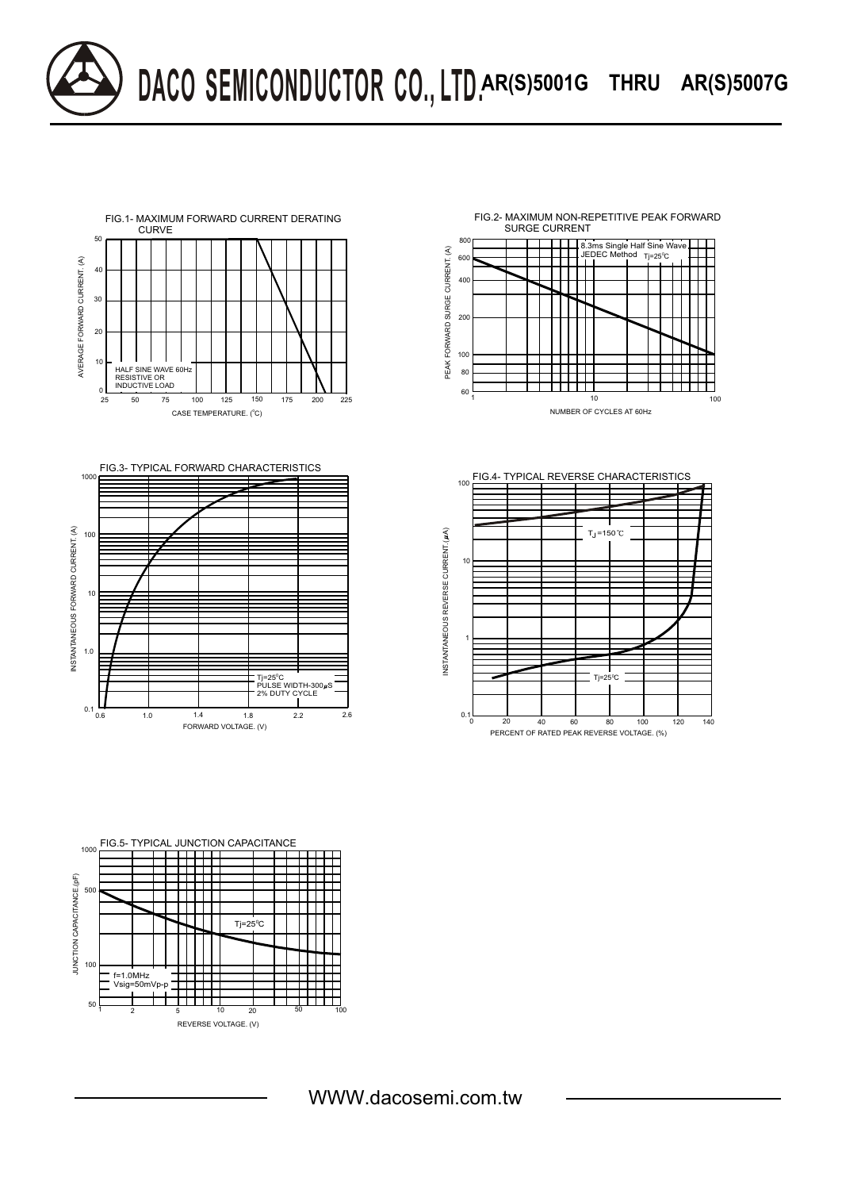# DACO SEMICONDUCTOR CO., LTD. AR(S)5001G THRU AR(S)5007G

FIG.1- MAXIMUM FORWARD CURRENT DERATING CURVE

AVERAGE FORWARD CURRENT. (A)

50
40
30
20
10
0

25 50 75 100 125 150 175 200 225

CASE TEMPERATURE. (°C)

HALF SINE WAVE 60Hz
RESISTIVE OR
INDUCTIVE LOAD

FIG.2- MAXIMUM NON-REPETITIVE PEAK FORWARD SURGE CURRENT

PEAK FORWARD SURGE CURRENT. (A)

800
600
400
200
100
80
60

1 10 100

NUMBER OF CYCLES AT 60Hz

8.3ms Single Half Sine Wave
JEDEC Method Tj=25°C

FIG.3- TYPICAL FORWARD CHARACTERISTICS

INSTANTANEOUS FORWARD CURRENT. (A)

1000
100
10
1.0
0.1

0.6 1.0 1.4 1.8 2.2 2.6

FORWARD VOLTAGE. (V)

Tj=25°C
PULSE WIDTH-300μS
2% DUTY CYCLE

FIG.4- TYPICAL REVERSE CHARACTERISTICS

INSTANTANEOUS REVERSE CURRENT. (μA)

100
10
1
0.1

0 20 40 60 80 100 120 140

PERCENT OF RATED PEAK REVERSE VOLTAGE. (%)

$T_J$=150℃

Tj=25°C

FIG.5- TYPICAL JUNCTION CAPACITANCE

JUNCTION CAPACITANCE.(pF)

1000
500
100
50

1 2 5 10 20 50 100

REVERSE VOLTAGE. (V)

Tj=25°C

f=1.0MHz
Vsig=50mVp-p

WWW.dacosemi.com.tw